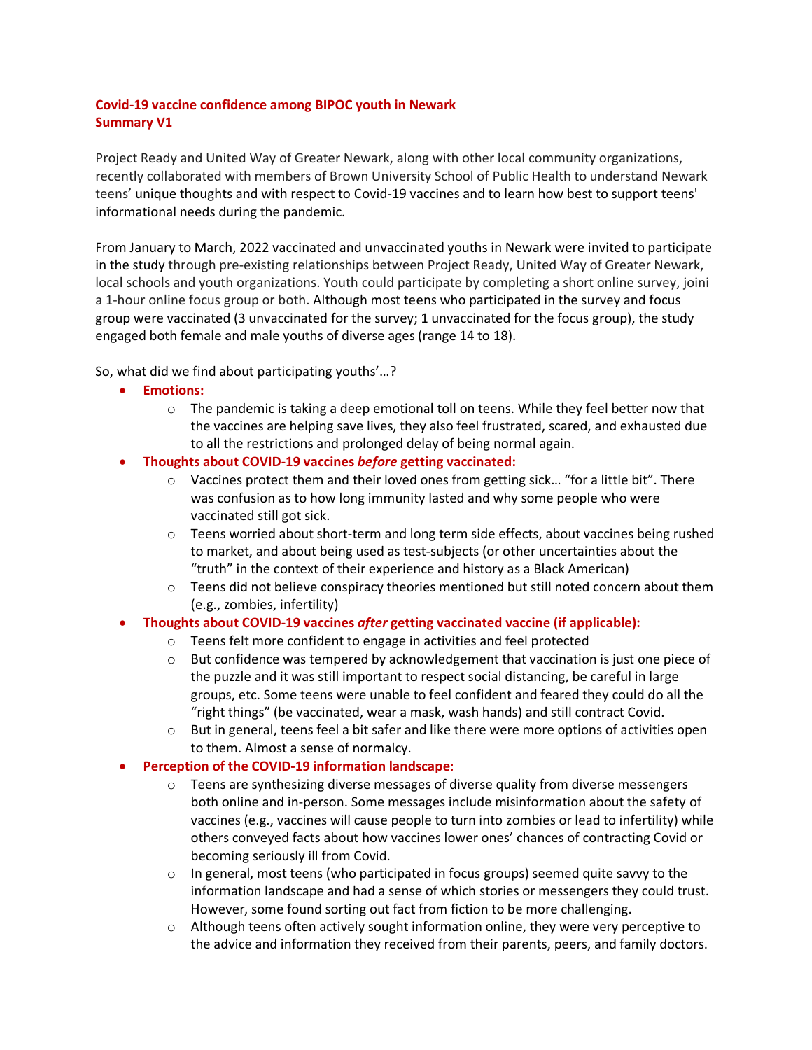**Covid-19 vaccine confidence among BIPOC youth in Newark**
**Summary V1**

Project Ready and United Way of Greater Newark, along with other local community organizations, recently collaborated with members of Brown University School of Public Health to understand Newark teens' unique thoughts and with respect to Covid-19 vaccines and to learn how best to support teens' informational needs during the pandemic.

From January to March, 2022 vaccinated and unvaccinated youths in Newark were invited to participate in the study through pre-existing relationships between Project Ready, United Way of Greater Newark, local schools and youth organizations. Youth could participate by completing a short online survey, joini a 1-hour online focus group or both. Although most teens who participated in the survey and focus group were vaccinated (3 unvaccinated for the survey; 1 unvaccinated for the focus group), the study engaged both female and male youths of diverse ages (range 14 to 18).

So, what did we find about participating youths'…?

- **Emotions:**
  - The pandemic is taking a deep emotional toll on teens. While they feel better now that the vaccines are helping save lives, they also feel frustrated, scared, and exhausted due to all the restrictions and prolonged delay of being normal again.
- **Thoughts about COVID-19 vaccines *before* getting vaccinated:**
  - Vaccines protect them and their loved ones from getting sick… "for a little bit". There was confusion as to how long immunity lasted and why some people who were vaccinated still got sick.
  - Teens worried about short-term and long term side effects, about vaccines being rushed to market, and about being used as test-subjects (or other uncertainties about the "truth" in the context of their experience and history as a Black American)
  - Teens did not believe conspiracy theories mentioned but still noted concern about them (e.g., zombies, infertility)
- **Thoughts about COVID-19 vaccines *after* getting vaccinated vaccine (if applicable):**
  - Teens felt more confident to engage in activities and feel protected
  - But confidence was tempered by acknowledgement that vaccination is just one piece of the puzzle and it was still important to respect social distancing, be careful in large groups, etc. Some teens were unable to feel confident and feared they could do all the "right things" (be vaccinated, wear a mask, wash hands) and still contract Covid.
  - But in general, teens feel a bit safer and like there were more options of activities open to them. Almost a sense of normalcy.
- **Perception of the COVID-19 information landscape:**
  - Teens are synthesizing diverse messages of diverse quality from diverse messengers both online and in-person. Some messages include misinformation about the safety of vaccines (e.g., vaccines will cause people to turn into zombies or lead to infertility) while others conveyed facts about how vaccines lower ones' chances of contracting Covid or becoming seriously ill from Covid.
  - In general, most teens (who participated in focus groups) seemed quite savvy to the information landscape and had a sense of which stories or messengers they could trust. However, some found sorting out fact from fiction to be more challenging.
  - Although teens often actively sought information online, they were very perceptive to the advice and information they received from their parents, peers, and family doctors.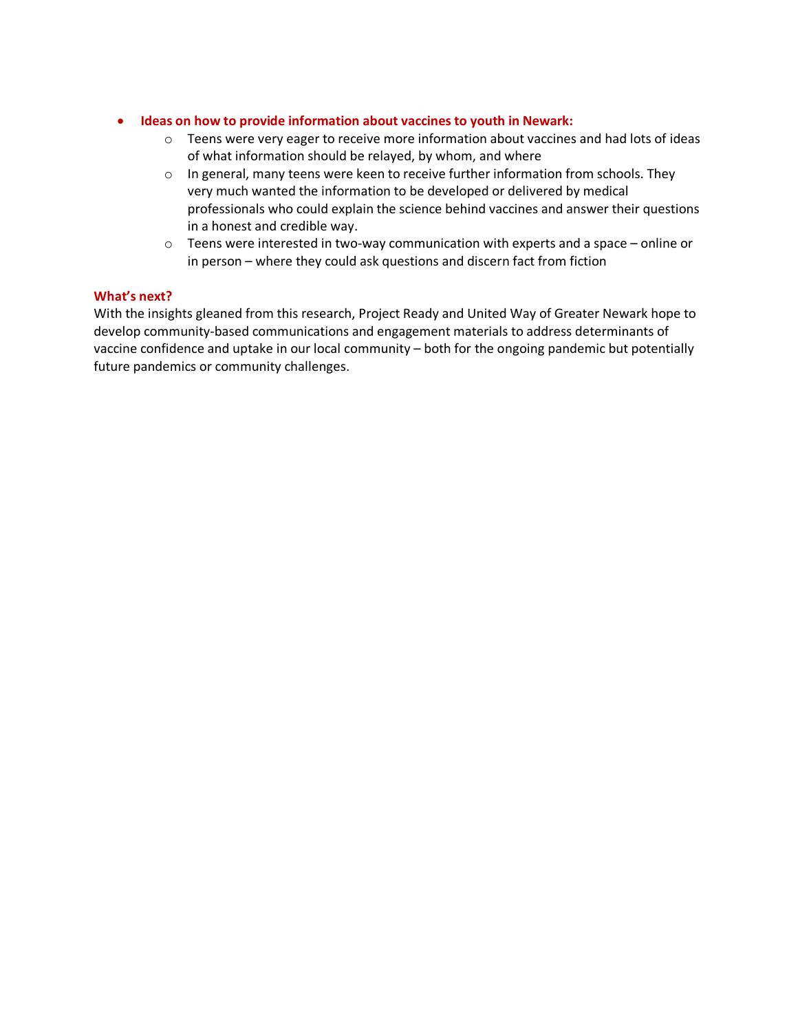- **Ideas on how to provide information about vaccines to youth in Newark:**
  - Teens were very eager to receive more information about vaccines and had lots of ideas of what information should be relayed, by whom, and where
  - In general, many teens were keen to receive further information from schools. They very much wanted the information to be developed or delivered by medical professionals who could explain the science behind vaccines and answer their questions in a honest and credible way.
  - Teens were interested in two-way communication with experts and a space – online or in person – where they could ask questions and discern fact from fiction

## What's next?

With the insights gleaned from this research, Project Ready and United Way of Greater Newark hope to develop community-based communications and engagement materials to address determinants of vaccine confidence and uptake in our local community – both for the ongoing pandemic but potentially future pandemics or community challenges.